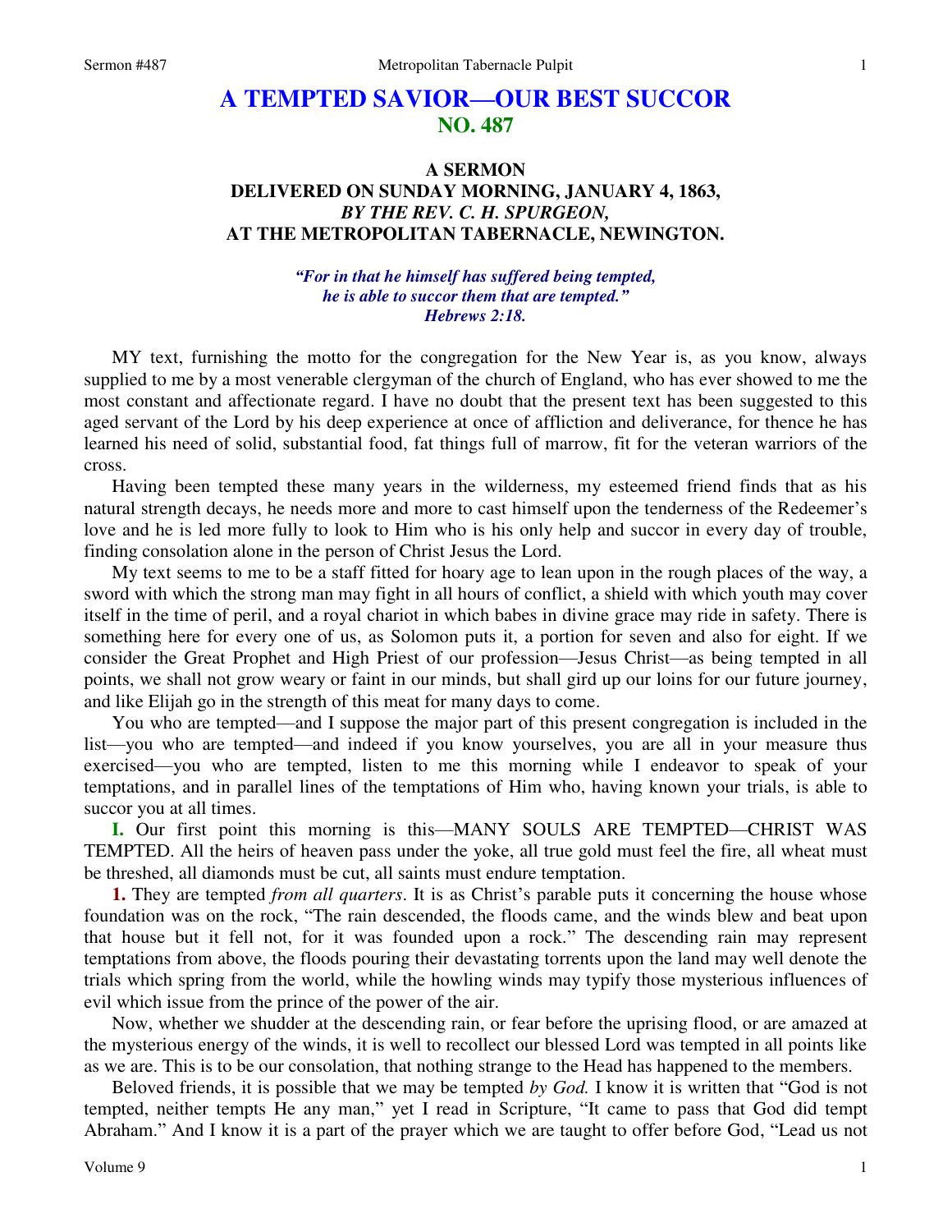# A TEMPTED SAVIOR—OUR BEST SUCCOR
## NO. 487

### A SERMON
### DELIVERED ON SUNDAY MORNING, JANUARY 4, 1863,
### *BY THE REV. C. H. SPURGEON,*
### AT THE METROPOLITAN TABERNACLE, NEWINGTON.

*"For in that he himself has suffered being tempted,*
*he is able to succor them that are tempted."*
*Hebrews 2:18.*

MY text, furnishing the motto for the congregation for the New Year is, as you know, always supplied to me by a most venerable clergyman of the church of England, who has ever showed to me the most constant and affectionate regard. I have no doubt that the present text has been suggested to this aged servant of the Lord by his deep experience at once of affliction and deliverance, for thence he has learned his need of solid, substantial food, fat things full of marrow, fit for the veteran warriors of the cross.

Having been tempted these many years in the wilderness, my esteemed friend finds that as his natural strength decays, he needs more and more to cast himself upon the tenderness of the Redeemer's love and he is led more fully to look to Him who is his only help and succor in every day of trouble, finding consolation alone in the person of Christ Jesus the Lord.

My text seems to me to be a staff fitted for hoary age to lean upon in the rough places of the way, a sword with which the strong man may fight in all hours of conflict, a shield with which youth may cover itself in the time of peril, and a royal chariot in which babes in divine grace may ride in safety. There is something here for every one of us, as Solomon puts it, a portion for seven and also for eight. If we consider the Great Prophet and High Priest of our profession—Jesus Christ—as being tempted in all points, we shall not grow weary or faint in our minds, but shall gird up our loins for our future journey, and like Elijah go in the strength of this meat for many days to come.

You who are tempted—and I suppose the major part of this present congregation is included in the list—you who are tempted—and indeed if you know yourselves, you are all in your measure thus exercised—you who are tempted, listen to me this morning while I endeavor to speak of your temptations, and in parallel lines of the temptations of Him who, having known your trials, is able to succor you at all times.

**I.** Our first point this morning is this—MANY SOULS ARE TEMPTED—CHRIST WAS TEMPTED. All the heirs of heaven pass under the yoke, all true gold must feel the fire, all wheat must be threshed, all diamonds must be cut, all saints must endure temptation.

**1.** They are tempted *from all quarters*. It is as Christ's parable puts it concerning the house whose foundation was on the rock, "The rain descended, the floods came, and the winds blew and beat upon that house but it fell not, for it was founded upon a rock." The descending rain may represent temptations from above, the floods pouring their devastating torrents upon the land may well denote the trials which spring from the world, while the howling winds may typify those mysterious influences of evil which issue from the prince of the power of the air.

Now, whether we shudder at the descending rain, or fear before the uprising flood, or are amazed at the mysterious energy of the winds, it is well to recollect our blessed Lord was tempted in all points like as we are. This is to be our consolation, that nothing strange to the Head has happened to the members.

Beloved friends, it is possible that we may be tempted *by God.* I know it is written that "God is not tempted, neither tempts He any man," yet I read in Scripture, "It came to pass that God did tempt Abraham." And I know it is a part of the prayer which we are taught to offer before God, "Lead us not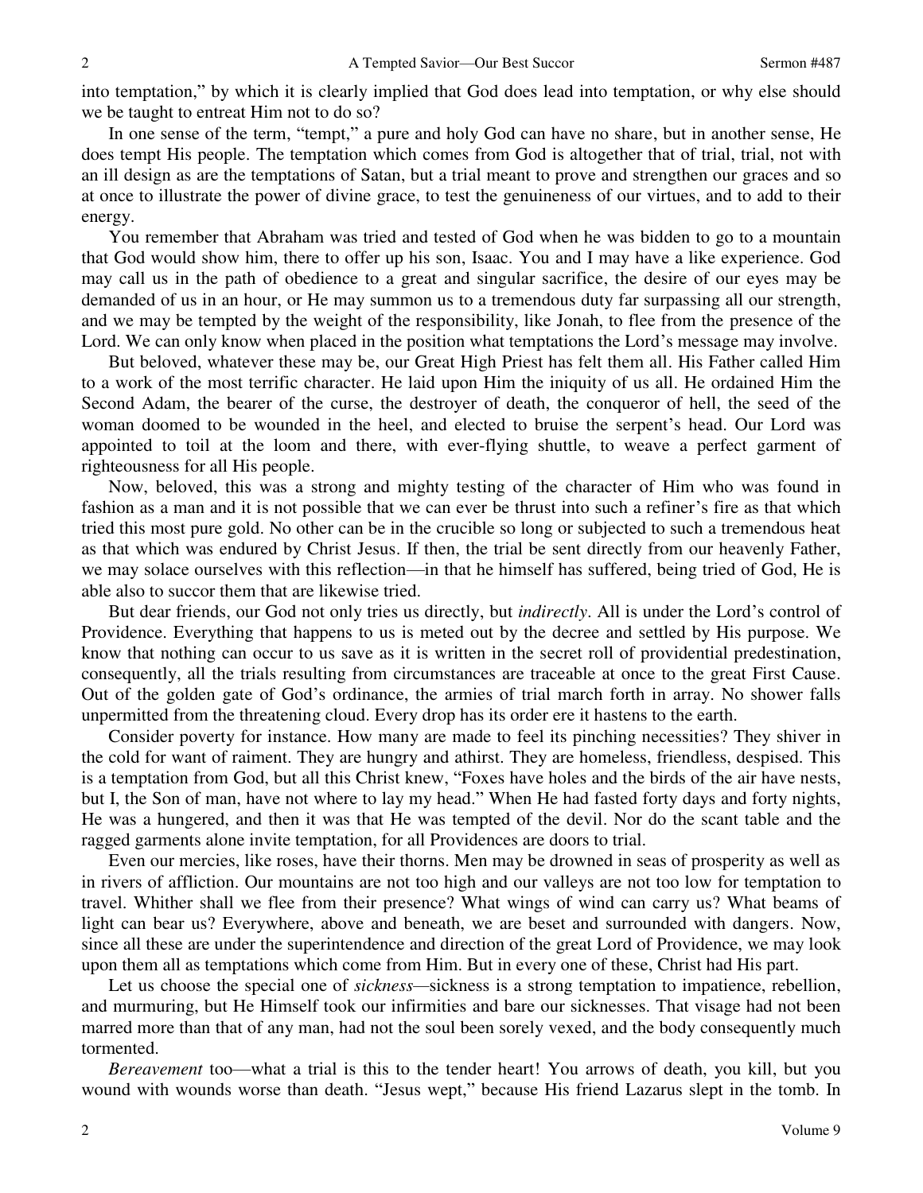into temptation," by which it is clearly implied that God does lead into temptation, or why else should we be taught to entreat Him not to do so?

In one sense of the term, "tempt," a pure and holy God can have no share, but in another sense, He does tempt His people. The temptation which comes from God is altogether that of trial, trial, not with an ill design as are the temptations of Satan, but a trial meant to prove and strengthen our graces and so at once to illustrate the power of divine grace, to test the genuineness of our virtues, and to add to their energy.

You remember that Abraham was tried and tested of God when he was bidden to go to a mountain that God would show him, there to offer up his son, Isaac. You and I may have a like experience. God may call us in the path of obedience to a great and singular sacrifice, the desire of our eyes may be demanded of us in an hour, or He may summon us to a tremendous duty far surpassing all our strength, and we may be tempted by the weight of the responsibility, like Jonah, to flee from the presence of the Lord. We can only know when placed in the position what temptations the Lord's message may involve.

But beloved, whatever these may be, our Great High Priest has felt them all. His Father called Him to a work of the most terrific character. He laid upon Him the iniquity of us all. He ordained Him the Second Adam, the bearer of the curse, the destroyer of death, the conqueror of hell, the seed of the woman doomed to be wounded in the heel, and elected to bruise the serpent's head. Our Lord was appointed to toil at the loom and there, with ever-flying shuttle, to weave a perfect garment of righteousness for all His people.

Now, beloved, this was a strong and mighty testing of the character of Him who was found in fashion as a man and it is not possible that we can ever be thrust into such a refiner's fire as that which tried this most pure gold. No other can be in the crucible so long or subjected to such a tremendous heat as that which was endured by Christ Jesus. If then, the trial be sent directly from our heavenly Father, we may solace ourselves with this reflection—in that he himself has suffered, being tried of God, He is able also to succor them that are likewise tried.

But dear friends, our God not only tries us directly, but *indirectly*. All is under the Lord's control of Providence. Everything that happens to us is meted out by the decree and settled by His purpose. We know that nothing can occur to us save as it is written in the secret roll of providential predestination, consequently, all the trials resulting from circumstances are traceable at once to the great First Cause. Out of the golden gate of God's ordinance, the armies of trial march forth in array. No shower falls unpermitted from the threatening cloud. Every drop has its order ere it hastens to the earth.

Consider poverty for instance. How many are made to feel its pinching necessities? They shiver in the cold for want of raiment. They are hungry and athirst. They are homeless, friendless, despised. This is a temptation from God, but all this Christ knew, "Foxes have holes and the birds of the air have nests, but I, the Son of man, have not where to lay my head." When He had fasted forty days and forty nights, He was a hungered, and then it was that He was tempted of the devil. Nor do the scant table and the ragged garments alone invite temptation, for all Providences are doors to trial.

Even our mercies, like roses, have their thorns. Men may be drowned in seas of prosperity as well as in rivers of affliction. Our mountains are not too high and our valleys are not too low for temptation to travel. Whither shall we flee from their presence? What wings of wind can carry us? What beams of light can bear us? Everywhere, above and beneath, we are beset and surrounded with dangers. Now, since all these are under the superintendence and direction of the great Lord of Providence, we may look upon them all as temptations which come from Him. But in every one of these, Christ had His part.

Let us choose the special one of *sickness*—sickness is a strong temptation to impatience, rebellion, and murmuring, but He Himself took our infirmities and bare our sicknesses. That visage had not been marred more than that of any man, had not the soul been sorely vexed, and the body consequently much tormented.

*Bereavement* too—what a trial is this to the tender heart! You arrows of death, you kill, but you wound with wounds worse than death. "Jesus wept," because His friend Lazarus slept in the tomb. In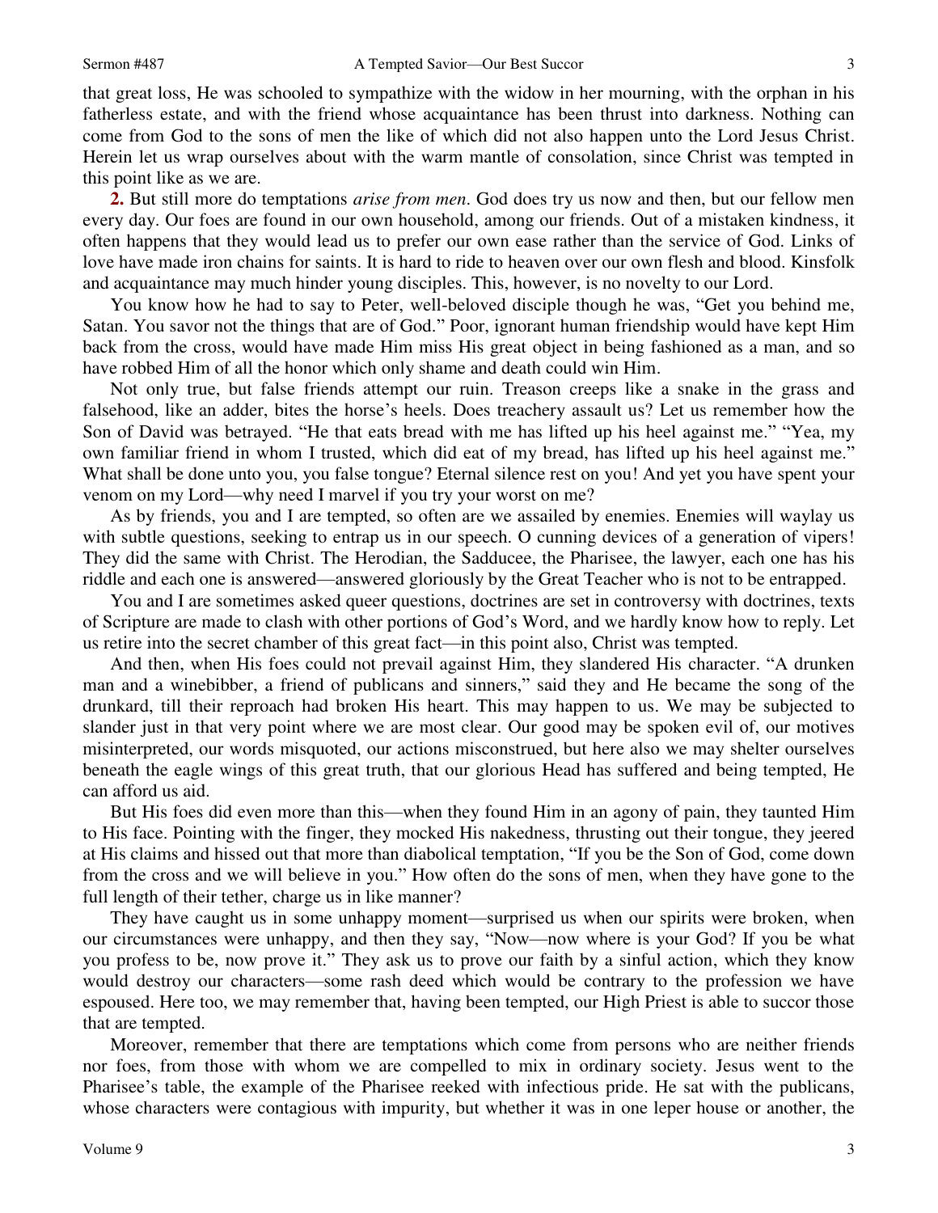that great loss, He was schooled to sympathize with the widow in her mourning, with the orphan in his fatherless estate, and with the friend whose acquaintance has been thrust into darkness. Nothing can come from God to the sons of men the like of which did not also happen unto the Lord Jesus Christ. Herein let us wrap ourselves about with the warm mantle of consolation, since Christ was tempted in this point like as we are.

**2.** But still more do temptations *arise from men*. God does try us now and then, but our fellow men every day. Our foes are found in our own household, among our friends. Out of a mistaken kindness, it often happens that they would lead us to prefer our own ease rather than the service of God. Links of love have made iron chains for saints. It is hard to ride to heaven over our own flesh and blood. Kinsfolk and acquaintance may much hinder young disciples. This, however, is no novelty to our Lord.

You know how he had to say to Peter, well-beloved disciple though he was, "Get you behind me, Satan. You savor not the things that are of God." Poor, ignorant human friendship would have kept Him back from the cross, would have made Him miss His great object in being fashioned as a man, and so have robbed Him of all the honor which only shame and death could win Him.

Not only true, but false friends attempt our ruin. Treason creeps like a snake in the grass and falsehood, like an adder, bites the horse's heels. Does treachery assault us? Let us remember how the Son of David was betrayed. "He that eats bread with me has lifted up his heel against me." "Yea, my own familiar friend in whom I trusted, which did eat of my bread, has lifted up his heel against me." What shall be done unto you, you false tongue? Eternal silence rest on you! And yet you have spent your venom on my Lord—why need I marvel if you try your worst on me?

As by friends, you and I are tempted, so often are we assailed by enemies. Enemies will waylay us with subtle questions, seeking to entrap us in our speech. O cunning devices of a generation of vipers! They did the same with Christ. The Herodian, the Sadducee, the Pharisee, the lawyer, each one has his riddle and each one is answered—answered gloriously by the Great Teacher who is not to be entrapped.

You and I are sometimes asked queer questions, doctrines are set in controversy with doctrines, texts of Scripture are made to clash with other portions of God's Word, and we hardly know how to reply. Let us retire into the secret chamber of this great fact—in this point also, Christ was tempted.

And then, when His foes could not prevail against Him, they slandered His character. "A drunken man and a winebibber, a friend of publicans and sinners," said they and He became the song of the drunkard, till their reproach had broken His heart. This may happen to us. We may be subjected to slander just in that very point where we are most clear. Our good may be spoken evil of, our motives misinterpreted, our words misquoted, our actions misconstrued, but here also we may shelter ourselves beneath the eagle wings of this great truth, that our glorious Head has suffered and being tempted, He can afford us aid.

But His foes did even more than this—when they found Him in an agony of pain, they taunted Him to His face. Pointing with the finger, they mocked His nakedness, thrusting out their tongue, they jeered at His claims and hissed out that more than diabolical temptation, "If you be the Son of God, come down from the cross and we will believe in you." How often do the sons of men, when they have gone to the full length of their tether, charge us in like manner?

They have caught us in some unhappy moment—surprised us when our spirits were broken, when our circumstances were unhappy, and then they say, "Now—now where is your God? If you be what you profess to be, now prove it." They ask us to prove our faith by a sinful action, which they know would destroy our characters—some rash deed which would be contrary to the profession we have espoused. Here too, we may remember that, having been tempted, our High Priest is able to succor those that are tempted.

Moreover, remember that there are temptations which come from persons who are neither friends nor foes, from those with whom we are compelled to mix in ordinary society. Jesus went to the Pharisee's table, the example of the Pharisee reeked with infectious pride. He sat with the publicans, whose characters were contagious with impurity, but whether it was in one leper house or another, the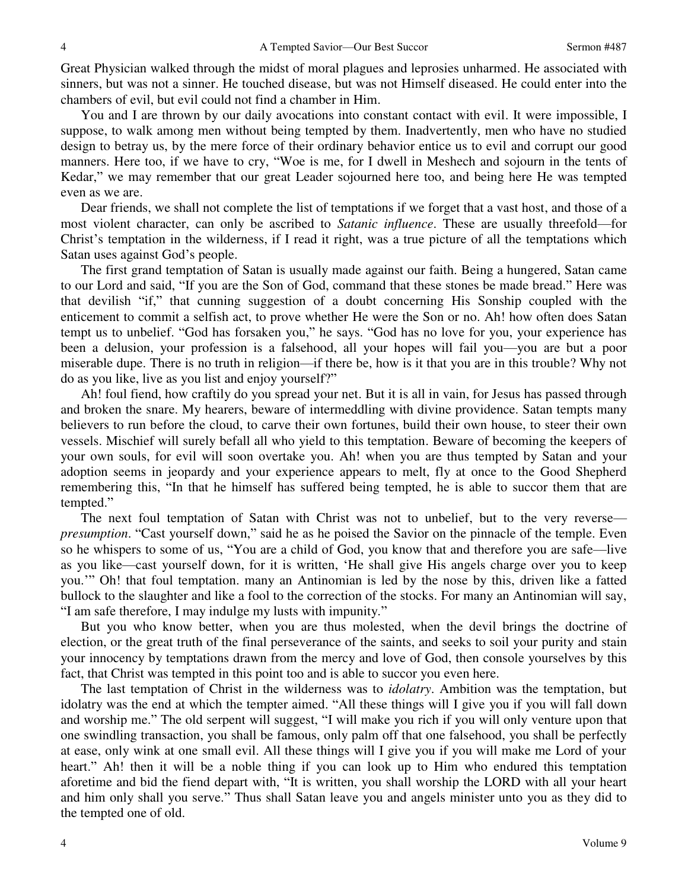Great Physician walked through the midst of moral plagues and leprosies unharmed. He associated with sinners, but was not a sinner. He touched disease, but was not Himself diseased. He could enter into the chambers of evil, but evil could not find a chamber in Him.

You and I are thrown by our daily avocations into constant contact with evil. It were impossible, I suppose, to walk among men without being tempted by them. Inadvertently, men who have no studied design to betray us, by the mere force of their ordinary behavior entice us to evil and corrupt our good manners. Here too, if we have to cry, "Woe is me, for I dwell in Meshech and sojourn in the tents of Kedar," we may remember that our great Leader sojourned here too, and being here He was tempted even as we are.

Dear friends, we shall not complete the list of temptations if we forget that a vast host, and those of a most violent character, can only be ascribed to *Satanic influence*. These are usually threefold—for Christ's temptation in the wilderness, if I read it right, was a true picture of all the temptations which Satan uses against God's people.

The first grand temptation of Satan is usually made against our faith. Being a hungered, Satan came to our Lord and said, "If you are the Son of God, command that these stones be made bread." Here was that devilish "if," that cunning suggestion of a doubt concerning His Sonship coupled with the enticement to commit a selfish act, to prove whether He were the Son or no. Ah! how often does Satan tempt us to unbelief. "God has forsaken you," he says. "God has no love for you, your experience has been a delusion, your profession is a falsehood, all your hopes will fail you—you are but a poor miserable dupe. There is no truth in religion—if there be, how is it that you are in this trouble? Why not do as you like, live as you list and enjoy yourself?"

Ah! foul fiend, how craftily do you spread your net. But it is all in vain, for Jesus has passed through and broken the snare. My hearers, beware of intermeddling with divine providence. Satan tempts many believers to run before the cloud, to carve their own fortunes, build their own house, to steer their own vessels. Mischief will surely befall all who yield to this temptation. Beware of becoming the keepers of your own souls, for evil will soon overtake you. Ah! when you are thus tempted by Satan and your adoption seems in jeopardy and your experience appears to melt, fly at once to the Good Shepherd remembering this, "In that he himself has suffered being tempted, he is able to succor them that are tempted."

The next foul temptation of Satan with Christ was not to unbelief, but to the very reverse—*presumption*. "Cast yourself down," said he as he poised the Savior on the pinnacle of the temple. Even so he whispers to some of us, "You are a child of God, you know that and therefore you are safe—live as you like—cast yourself down, for it is written, 'He shall give His angels charge over you to keep you.'" Oh! that foul temptation. many an Antinomian is led by the nose by this, driven like a fatted bullock to the slaughter and like a fool to the correction of the stocks. For many an Antinomian will say, "I am safe therefore, I may indulge my lusts with impunity."

But you who know better, when you are thus molested, when the devil brings the doctrine of election, or the great truth of the final perseverance of the saints, and seeks to soil your purity and stain your innocency by temptations drawn from the mercy and love of God, then console yourselves by this fact, that Christ was tempted in this point too and is able to succor you even here.

The last temptation of Christ in the wilderness was to *idolatry*. Ambition was the temptation, but idolatry was the end at which the tempter aimed. "All these things will I give you if you will fall down and worship me." The old serpent will suggest, "I will make you rich if you will only venture upon that one swindling transaction, you shall be famous, only palm off that one falsehood, you shall be perfectly at ease, only wink at one small evil. All these things will I give you if you will make me Lord of your heart." Ah! then it will be a noble thing if you can look up to Him who endured this temptation aforetime and bid the fiend depart with, "It is written, you shall worship the LORD with all your heart and him only shall you serve." Thus shall Satan leave you and angels minister unto you as they did to the tempted one of old.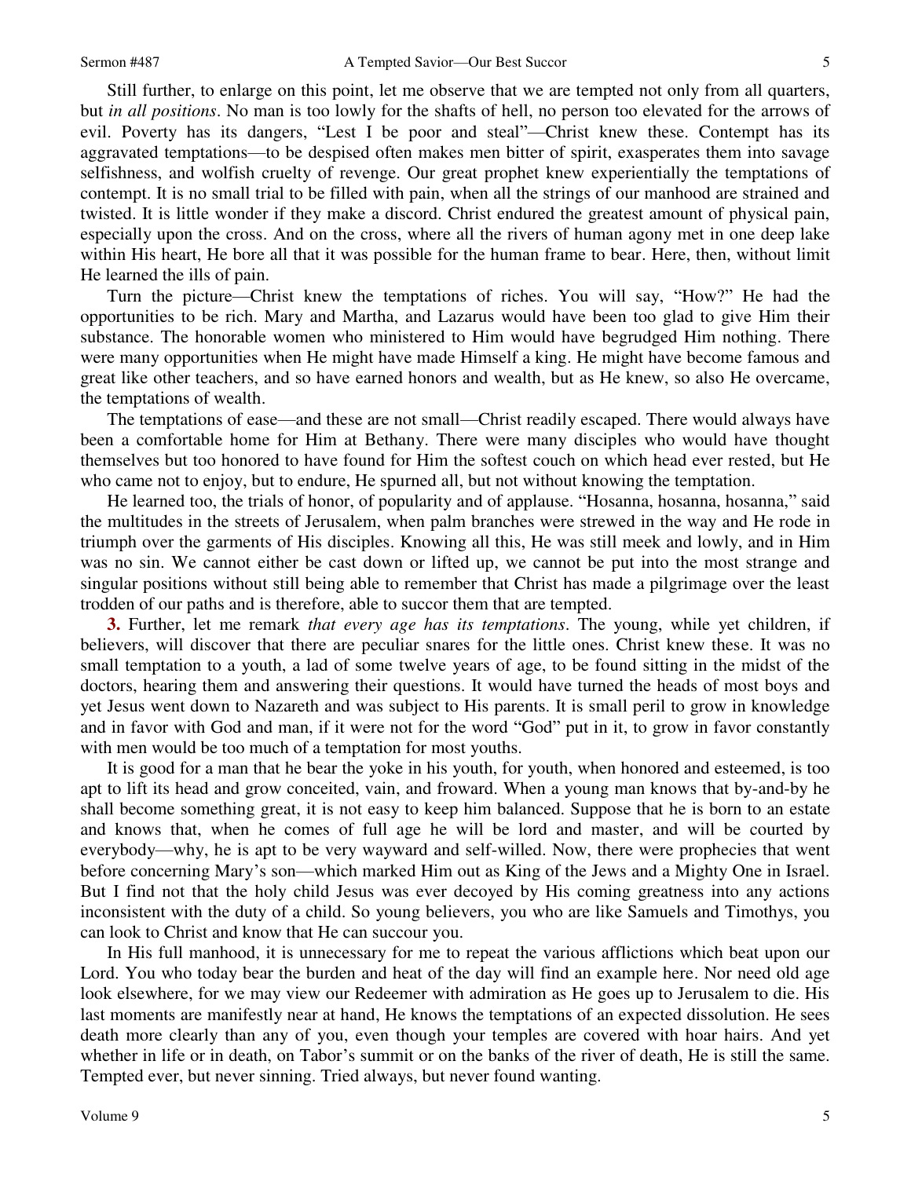Still further, to enlarge on this point, let me observe that we are tempted not only from all quarters, but *in all positions*. No man is too lowly for the shafts of hell, no person too elevated for the arrows of evil. Poverty has its dangers, "Lest I be poor and steal"—Christ knew these. Contempt has its aggravated temptations—to be despised often makes men bitter of spirit, exasperates them into savage selfishness, and wolfish cruelty of revenge. Our great prophet knew experientially the temptations of contempt. It is no small trial to be filled with pain, when all the strings of our manhood are strained and twisted. It is little wonder if they make a discord. Christ endured the greatest amount of physical pain, especially upon the cross. And on the cross, where all the rivers of human agony met in one deep lake within His heart, He bore all that it was possible for the human frame to bear. Here, then, without limit He learned the ills of pain.

Turn the picture—Christ knew the temptations of riches. You will say, "How?" He had the opportunities to be rich. Mary and Martha, and Lazarus would have been too glad to give Him their substance. The honorable women who ministered to Him would have begrudged Him nothing. There were many opportunities when He might have made Himself a king. He might have become famous and great like other teachers, and so have earned honors and wealth, but as He knew, so also He overcame, the temptations of wealth.

The temptations of ease—and these are not small—Christ readily escaped. There would always have been a comfortable home for Him at Bethany. There were many disciples who would have thought themselves but too honored to have found for Him the softest couch on which head ever rested, but He who came not to enjoy, but to endure, He spurned all, but not without knowing the temptation.

He learned too, the trials of honor, of popularity and of applause. "Hosanna, hosanna, hosanna," said the multitudes in the streets of Jerusalem, when palm branches were strewed in the way and He rode in triumph over the garments of His disciples. Knowing all this, He was still meek and lowly, and in Him was no sin. We cannot either be cast down or lifted up, we cannot be put into the most strange and singular positions without still being able to remember that Christ has made a pilgrimage over the least trodden of our paths and is therefore, able to succor them that are tempted.

**3.** Further, let me remark *that every age has its temptations*. The young, while yet children, if believers, will discover that there are peculiar snares for the little ones. Christ knew these. It was no small temptation to a youth, a lad of some twelve years of age, to be found sitting in the midst of the doctors, hearing them and answering their questions. It would have turned the heads of most boys and yet Jesus went down to Nazareth and was subject to His parents. It is small peril to grow in knowledge and in favor with God and man, if it were not for the word "God" put in it, to grow in favor constantly with men would be too much of a temptation for most youths.

It is good for a man that he bear the yoke in his youth, for youth, when honored and esteemed, is too apt to lift its head and grow conceited, vain, and froward. When a young man knows that by-and-by he shall become something great, it is not easy to keep him balanced. Suppose that he is born to an estate and knows that, when he comes of full age he will be lord and master, and will be courted by everybody—why, he is apt to be very wayward and self-willed. Now, there were prophecies that went before concerning Mary's son—which marked Him out as King of the Jews and a Mighty One in Israel. But I find not that the holy child Jesus was ever decoyed by His coming greatness into any actions inconsistent with the duty of a child. So young believers, you who are like Samuels and Timothys, you can look to Christ and know that He can succour you.

In His full manhood, it is unnecessary for me to repeat the various afflictions which beat upon our Lord. You who today bear the burden and heat of the day will find an example here. Nor need old age look elsewhere, for we may view our Redeemer with admiration as He goes up to Jerusalem to die. His last moments are manifestly near at hand, He knows the temptations of an expected dissolution. He sees death more clearly than any of you, even though your temples are covered with hoar hairs. And yet whether in life or in death, on Tabor's summit or on the banks of the river of death, He is still the same. Tempted ever, but never sinning. Tried always, but never found wanting.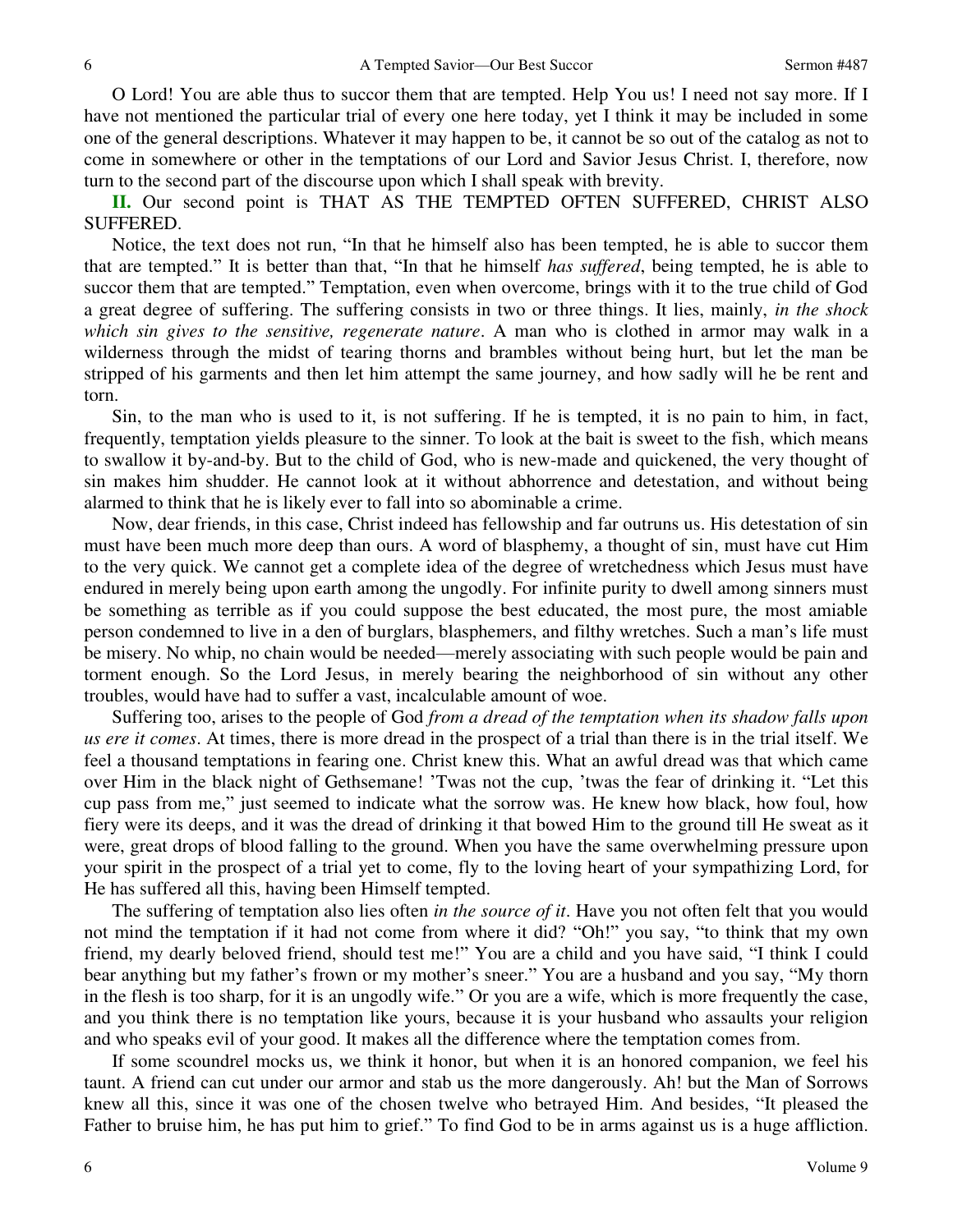O Lord! You are able thus to succor them that are tempted. Help You us! I need not say more. If I have not mentioned the particular trial of every one here today, yet I think it may be included in some one of the general descriptions. Whatever it may happen to be, it cannot be so out of the catalog as not to come in somewhere or other in the temptations of our Lord and Savior Jesus Christ. I, therefore, now turn to the second part of the discourse upon which I shall speak with brevity.

**II.** Our second point is THAT AS THE TEMPTED OFTEN SUFFERED, CHRIST ALSO SUFFERED.

Notice, the text does not run, "In that he himself also has been tempted, he is able to succor them that are tempted." It is better than that, "In that he himself *has suffered*, being tempted, he is able to succor them that are tempted." Temptation, even when overcome, brings with it to the true child of God a great degree of suffering. The suffering consists in two or three things. It lies, mainly, *in the shock which sin gives to the sensitive, regenerate nature*. A man who is clothed in armor may walk in a wilderness through the midst of tearing thorns and brambles without being hurt, but let the man be stripped of his garments and then let him attempt the same journey, and how sadly will he be rent and torn.

Sin, to the man who is used to it, is not suffering. If he is tempted, it is no pain to him, in fact, frequently, temptation yields pleasure to the sinner. To look at the bait is sweet to the fish, which means to swallow it by-and-by. But to the child of God, who is new-made and quickened, the very thought of sin makes him shudder. He cannot look at it without abhorrence and detestation, and without being alarmed to think that he is likely ever to fall into so abominable a crime.

Now, dear friends, in this case, Christ indeed has fellowship and far outruns us. His detestation of sin must have been much more deep than ours. A word of blasphemy, a thought of sin, must have cut Him to the very quick. We cannot get a complete idea of the degree of wretchedness which Jesus must have endured in merely being upon earth among the ungodly. For infinite purity to dwell among sinners must be something as terrible as if you could suppose the best educated, the most pure, the most amiable person condemned to live in a den of burglars, blasphemers, and filthy wretches. Such a man's life must be misery. No whip, no chain would be needed—merely associating with such people would be pain and torment enough. So the Lord Jesus, in merely bearing the neighborhood of sin without any other troubles, would have had to suffer a vast, incalculable amount of woe.

Suffering too, arises to the people of God *from a dread of the temptation when its shadow falls upon us ere it comes*. At times, there is more dread in the prospect of a trial than there is in the trial itself. We feel a thousand temptations in fearing one. Christ knew this. What an awful dread was that which came over Him in the black night of Gethsemane! 'Twas not the cup, 'twas the fear of drinking it. "Let this cup pass from me," just seemed to indicate what the sorrow was. He knew how black, how foul, how fiery were its deeps, and it was the dread of drinking it that bowed Him to the ground till He sweat as it were, great drops of blood falling to the ground. When you have the same overwhelming pressure upon your spirit in the prospect of a trial yet to come, fly to the loving heart of your sympathizing Lord, for He has suffered all this, having been Himself tempted.

The suffering of temptation also lies often *in the source of it*. Have you not often felt that you would not mind the temptation if it had not come from where it did? "Oh!" you say, "to think that my own friend, my dearly beloved friend, should test me!" You are a child and you have said, "I think I could bear anything but my father's frown or my mother's sneer." You are a husband and you say, "My thorn in the flesh is too sharp, for it is an ungodly wife." Or you are a wife, which is more frequently the case, and you think there is no temptation like yours, because it is your husband who assaults your religion and who speaks evil of your good. It makes all the difference where the temptation comes from.

If some scoundrel mocks us, we think it honor, but when it is an honored companion, we feel his taunt. A friend can cut under our armor and stab us the more dangerously. Ah! but the Man of Sorrows knew all this, since it was one of the chosen twelve who betrayed Him. And besides, "It pleased the Father to bruise him, he has put him to grief." To find God to be in arms against us is a huge affliction.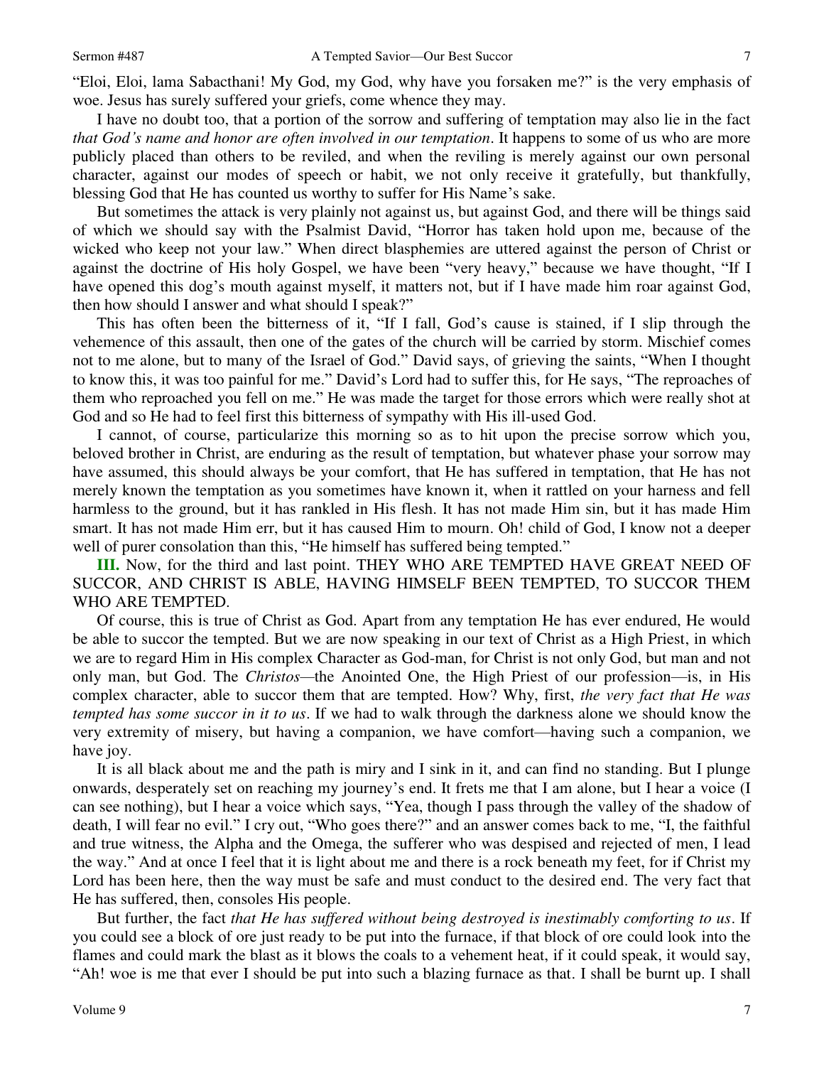"Eloi, Eloi, lama Sabacthani! My God, my God, why have you forsaken me?" is the very emphasis of woe. Jesus has surely suffered your griefs, come whence they may.

I have no doubt too, that a portion of the sorrow and suffering of temptation may also lie in the fact *that God's name and honor are often involved in our temptation*. It happens to some of us who are more publicly placed than others to be reviled, and when the reviling is merely against our own personal character, against our modes of speech or habit, we not only receive it gratefully, but thankfully, blessing God that He has counted us worthy to suffer for His Name's sake.

But sometimes the attack is very plainly not against us, but against God, and there will be things said of which we should say with the Psalmist David, "Horror has taken hold upon me, because of the wicked who keep not your law." When direct blasphemies are uttered against the person of Christ or against the doctrine of His holy Gospel, we have been "very heavy," because we have thought, "If I have opened this dog's mouth against myself, it matters not, but if I have made him roar against God, then how should I answer and what should I speak?"

This has often been the bitterness of it, "If I fall, God's cause is stained, if I slip through the vehemence of this assault, then one of the gates of the church will be carried by storm. Mischief comes not to me alone, but to many of the Israel of God." David says, of grieving the saints, "When I thought to know this, it was too painful for me." David's Lord had to suffer this, for He says, "The reproaches of them who reproached you fell on me." He was made the target for those errors which were really shot at God and so He had to feel first this bitterness of sympathy with His ill-used God.

I cannot, of course, particularize this morning so as to hit upon the precise sorrow which you, beloved brother in Christ, are enduring as the result of temptation, but whatever phase your sorrow may have assumed, this should always be your comfort, that He has suffered in temptation, that He has not merely known the temptation as you sometimes have known it, when it rattled on your harness and fell harmless to the ground, but it has rankled in His flesh. It has not made Him sin, but it has made Him smart. It has not made Him err, but it has caused Him to mourn. Oh! child of God, I know not a deeper well of purer consolation than this, "He himself has suffered being tempted."

**III.** Now, for the third and last point. THEY WHO ARE TEMPTED HAVE GREAT NEED OF SUCCOR, AND CHRIST IS ABLE, HAVING HIMSELF BEEN TEMPTED, TO SUCCOR THEM WHO ARE TEMPTED.

Of course, this is true of Christ as God. Apart from any temptation He has ever endured, He would be able to succor the tempted. But we are now speaking in our text of Christ as a High Priest, in which we are to regard Him in His complex Character as God-man, for Christ is not only God, but man and not only man, but God. The *Christos*—the Anointed One, the High Priest of our profession—is, in His complex character, able to succor them that are tempted. How? Why, first, *the very fact that He was tempted has some succor in it to us*. If we had to walk through the darkness alone we should know the very extremity of misery, but having a companion, we have comfort—having such a companion, we have joy.

It is all black about me and the path is miry and I sink in it, and can find no standing. But I plunge onwards, desperately set on reaching my journey's end. It frets me that I am alone, but I hear a voice (I can see nothing), but I hear a voice which says, "Yea, though I pass through the valley of the shadow of death, I will fear no evil." I cry out, "Who goes there?" and an answer comes back to me, "I, the faithful and true witness, the Alpha and the Omega, the sufferer who was despised and rejected of men, I lead the way." And at once I feel that it is light about me and there is a rock beneath my feet, for if Christ my Lord has been here, then the way must be safe and must conduct to the desired end. The very fact that He has suffered, then, consoles His people.

But further, the fact *that He has suffered without being destroyed is inestimably comforting to us*. If you could see a block of ore just ready to be put into the furnace, if that block of ore could look into the flames and could mark the blast as it blows the coals to a vehement heat, if it could speak, it would say, "Ah! woe is me that ever I should be put into such a blazing furnace as that. I shall be burnt up. I shall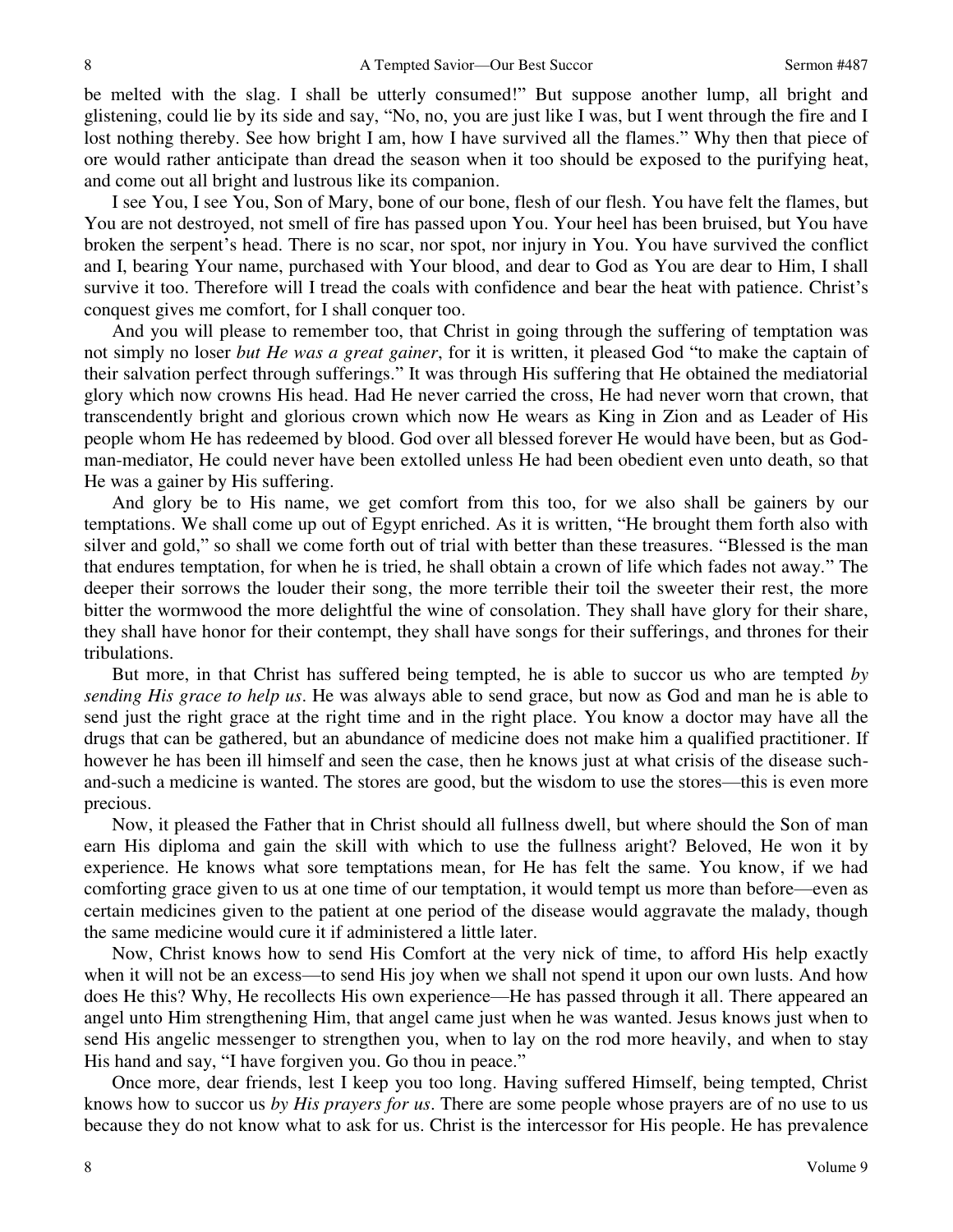be melted with the slag. I shall be utterly consumed!" But suppose another lump, all bright and glistening, could lie by its side and say, "No, no, you are just like I was, but I went through the fire and I lost nothing thereby. See how bright I am, how I have survived all the flames." Why then that piece of ore would rather anticipate than dread the season when it too should be exposed to the purifying heat, and come out all bright and lustrous like its companion.

I see You, I see You, Son of Mary, bone of our bone, flesh of our flesh. You have felt the flames, but You are not destroyed, not smell of fire has passed upon You. Your heel has been bruised, but You have broken the serpent's head. There is no scar, nor spot, nor injury in You. You have survived the conflict and I, bearing Your name, purchased with Your blood, and dear to God as You are dear to Him, I shall survive it too. Therefore will I tread the coals with confidence and bear the heat with patience. Christ's conquest gives me comfort, for I shall conquer too.

And you will please to remember too, that Christ in going through the suffering of temptation was not simply no loser *but He was a great gainer*, for it is written, it pleased God "to make the captain of their salvation perfect through sufferings." It was through His suffering that He obtained the mediatorial glory which now crowns His head. Had He never carried the cross, He had never worn that crown, that transcendently bright and glorious crown which now He wears as King in Zion and as Leader of His people whom He has redeemed by blood. God over all blessed forever He would have been, but as God-man-mediator, He could never have been extolled unless He had been obedient even unto death, so that He was a gainer by His suffering.

And glory be to His name, we get comfort from this too, for we also shall be gainers by our temptations. We shall come up out of Egypt enriched. As it is written, "He brought them forth also with silver and gold," so shall we come forth out of trial with better than these treasures. "Blessed is the man that endures temptation, for when he is tried, he shall obtain a crown of life which fades not away." The deeper their sorrows the louder their song, the more terrible their toil the sweeter their rest, the more bitter the wormwood the more delightful the wine of consolation. They shall have glory for their share, they shall have honor for their contempt, they shall have songs for their sufferings, and thrones for their tribulations.

But more, in that Christ has suffered being tempted, he is able to succor us who are tempted *by sending His grace to help us*. He was always able to send grace, but now as God and man he is able to send just the right grace at the right time and in the right place. You know a doctor may have all the drugs that can be gathered, but an abundance of medicine does not make him a qualified practitioner. If however he has been ill himself and seen the case, then he knows just at what crisis of the disease such-and-such a medicine is wanted. The stores are good, but the wisdom to use the stores—this is even more precious.

Now, it pleased the Father that in Christ should all fullness dwell, but where should the Son of man earn His diploma and gain the skill with which to use the fullness aright? Beloved, He won it by experience. He knows what sore temptations mean, for He has felt the same. You know, if we had comforting grace given to us at one time of our temptation, it would tempt us more than before—even as certain medicines given to the patient at one period of the disease would aggravate the malady, though the same medicine would cure it if administered a little later.

Now, Christ knows how to send His Comfort at the very nick of time, to afford His help exactly when it will not be an excess—to send His joy when we shall not spend it upon our own lusts. And how does He this? Why, He recollects His own experience—He has passed through it all. There appeared an angel unto Him strengthening Him, that angel came just when he was wanted. Jesus knows just when to send His angelic messenger to strengthen you, when to lay on the rod more heavily, and when to stay His hand and say, "I have forgiven you. Go thou in peace."

Once more, dear friends, lest I keep you too long. Having suffered Himself, being tempted, Christ knows how to succor us *by His prayers for us*. There are some people whose prayers are of no use to us because they do not know what to ask for us. Christ is the intercessor for His people. He has prevalence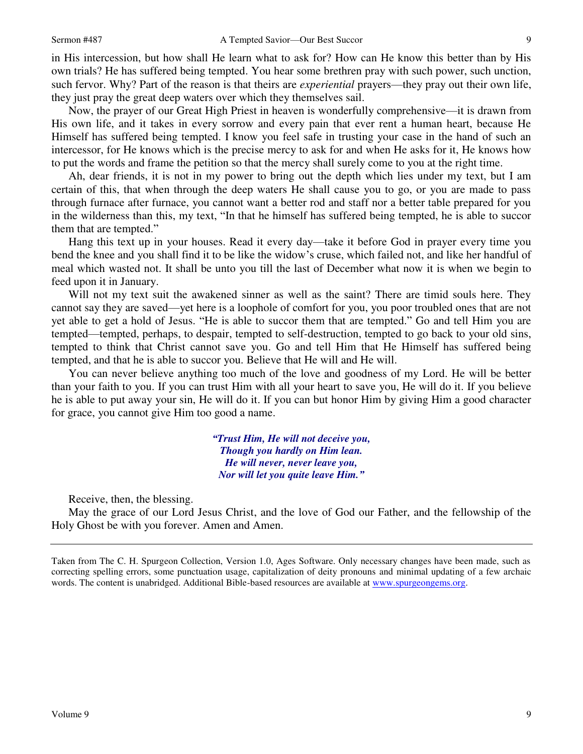in His intercession, but how shall He learn what to ask for? How can He know this better than by His own trials? He has suffered being tempted. You hear some brethren pray with such power, such unction, such fervor. Why? Part of the reason is that theirs are *experiential* prayers—they pray out their own life, they just pray the great deep waters over which they themselves sail.

Now, the prayer of our Great High Priest in heaven is wonderfully comprehensive—it is drawn from His own life, and it takes in every sorrow and every pain that ever rent a human heart, because He Himself has suffered being tempted. I know you feel safe in trusting your case in the hand of such an intercessor, for He knows which is the precise mercy to ask for and when He asks for it, He knows how to put the words and frame the petition so that the mercy shall surely come to you at the right time.

Ah, dear friends, it is not in my power to bring out the depth which lies under my text, but I am certain of this, that when through the deep waters He shall cause you to go, or you are made to pass through furnace after furnace, you cannot want a better rod and staff nor a better table prepared for you in the wilderness than this, my text, "In that he himself has suffered being tempted, he is able to succor them that are tempted."

Hang this text up in your houses. Read it every day—take it before God in prayer every time you bend the knee and you shall find it to be like the widow's cruse, which failed not, and like her handful of meal which wasted not. It shall be unto you till the last of December what now it is when we begin to feed upon it in January.

Will not my text suit the awakened sinner as well as the saint? There are timid souls here. They cannot say they are saved—yet here is a loophole of comfort for you, you poor troubled ones that are not yet able to get a hold of Jesus. "He is able to succor them that are tempted." Go and tell Him you are tempted—tempted, perhaps, to despair, tempted to self-destruction, tempted to go back to your old sins, tempted to think that Christ cannot save you. Go and tell Him that He Himself has suffered being tempted, and that he is able to succor you. Believe that He will and He will.

You can never believe anything too much of the love and goodness of my Lord. He will be better than your faith to you. If you can trust Him with all your heart to save you, He will do it. If you believe he is able to put away your sin, He will do it. If you can but honor Him by giving Him a good character for grace, you cannot give Him too good a name.

*"Trust Him, He will not deceive you,*
*Though you hardly on Him lean.*
*He will never, never leave you,*
*Nor will let you quite leave Him."*

Receive, then, the blessing.

May the grace of our Lord Jesus Christ, and the love of God our Father, and the fellowship of the Holy Ghost be with you forever. Amen and Amen.

---

Taken from The C. H. Spurgeon Collection, Version 1.0, Ages Software. Only necessary changes have been made, such as correcting spelling errors, some punctuation usage, capitalization of deity pronouns and minimal updating of a few archaic words. The content is unabridged. Additional Bible-based resources are available at www.spurgeongems.org.